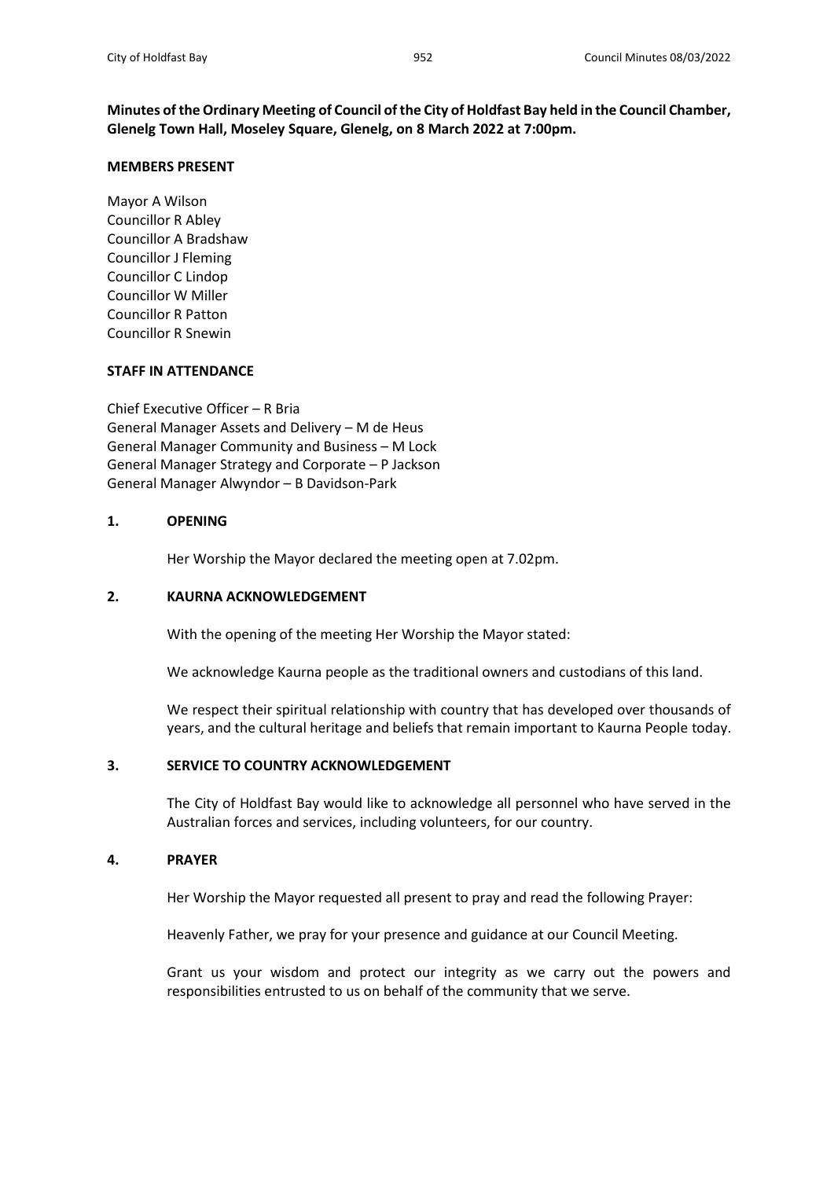**Minutes of the Ordinary Meeting of Council of the City of Holdfast Bay held in the Council Chamber, Glenelg Town Hall, Moseley Square, Glenelg, on 8 March 2022 at 7:00pm.**

**MEMBERS PRESENT**

Mayor A Wilson
Councillor R Abley
Councillor A Bradshaw
Councillor J Fleming
Councillor C Lindop
Councillor W Miller
Councillor R Patton
Councillor R Snewin

**STAFF IN ATTENDANCE**

Chief Executive Officer – R Bria
General Manager Assets and Delivery – M de Heus
General Manager Community and Business – M Lock
General Manager Strategy and Corporate – P Jackson
General Manager Alwyndor – B Davidson-Park

**1. OPENING**

Her Worship the Mayor declared the meeting open at 7.02pm.

**2. KAURNA ACKNOWLEDGEMENT**

With the opening of the meeting Her Worship the Mayor stated:

We acknowledge Kaurna people as the traditional owners and custodians of this land.

We respect their spiritual relationship with country that has developed over thousands of years, and the cultural heritage and beliefs that remain important to Kaurna People today.

**3. SERVICE TO COUNTRY ACKNOWLEDGEMENT**

The City of Holdfast Bay would like to acknowledge all personnel who have served in the Australian forces and services, including volunteers, for our country.

**4. PRAYER**

Her Worship the Mayor requested all present to pray and read the following Prayer:

Heavenly Father, we pray for your presence and guidance at our Council Meeting.

Grant us your wisdom and protect our integrity as we carry out the powers and responsibilities entrusted to us on behalf of the community that we serve.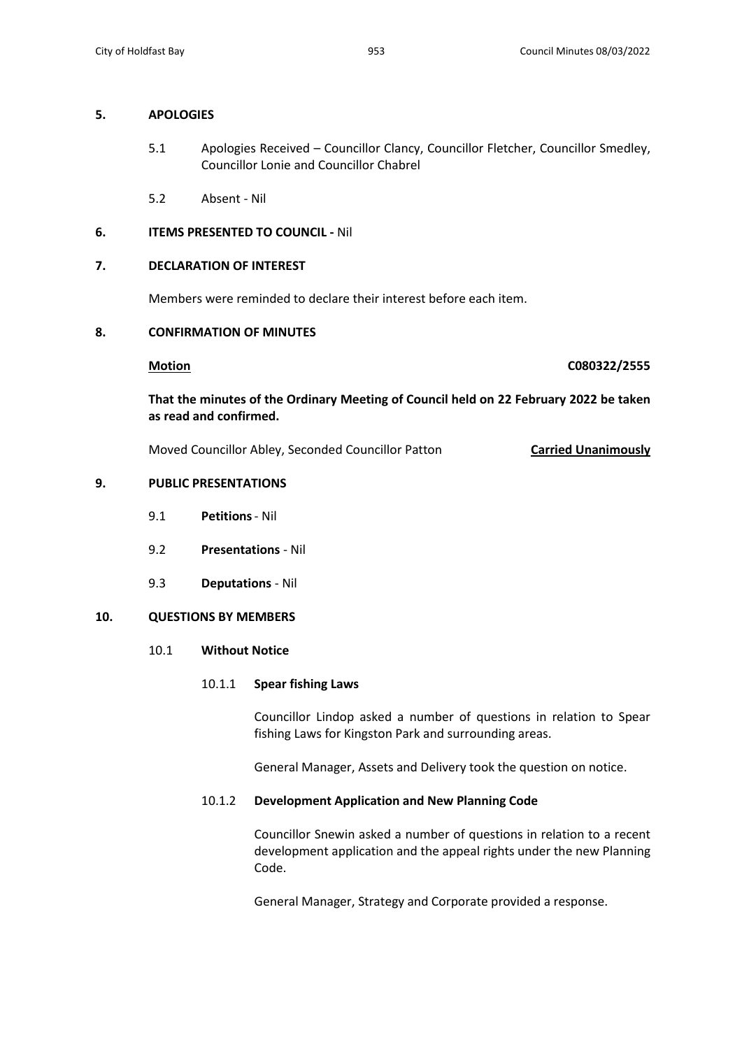## 5. APOLOGIES

5.1 Apologies Received – Councillor Clancy, Councillor Fletcher, Councillor Smedley, Councillor Lonie and Councillor Chabrel

5.2 Absent - Nil

## 6. ITEMS PRESENTED TO COUNCIL - Nil

## 7. DECLARATION OF INTEREST

Members were reminded to declare their interest before each item.

## 8. CONFIRMATION OF MINUTES

**Motion** **C080322/2555**

**That the minutes of the Ordinary Meeting of Council held on 22 February 2022 be taken as read and confirmed.**

Moved Councillor Abley, Seconded Councillor Patton **Carried Unanimously**

## 9. PUBLIC PRESENTATIONS

9.1 **Petitions** - Nil

9.2 **Presentations** - Nil

9.3 **Deputations** - Nil

## 10. QUESTIONS BY MEMBERS

### 10.1 Without Notice

#### 10.1.1 Spear fishing Laws

Councillor Lindop asked a number of questions in relation to Spear fishing Laws for Kingston Park and surrounding areas.

General Manager, Assets and Delivery took the question on notice.

#### 10.1.2 Development Application and New Planning Code

Councillor Snewin asked a number of questions in relation to a recent development application and the appeal rights under the new Planning Code.

General Manager, Strategy and Corporate provided a response.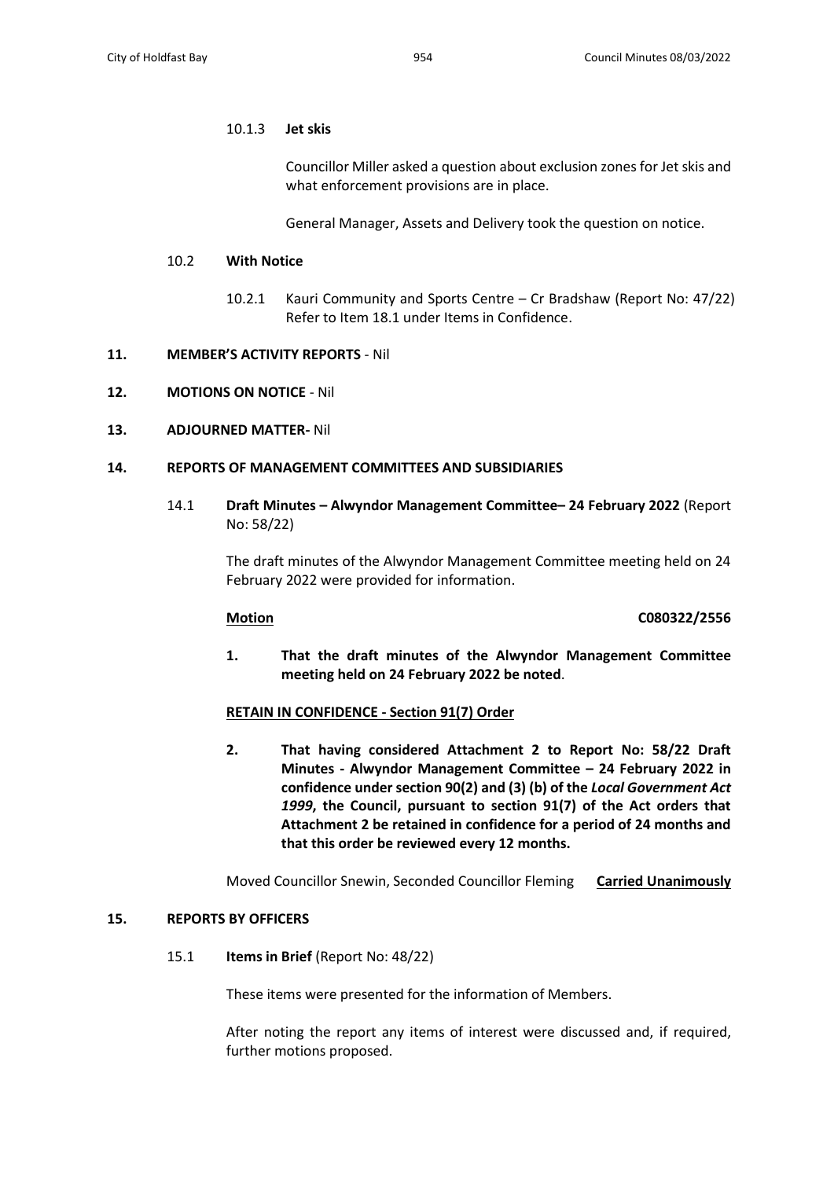10.1.3 **Jet skis**

Councillor Miller asked a question about exclusion zones for Jet skis and what enforcement provisions are in place.

General Manager, Assets and Delivery took the question on notice.

10.2 **With Notice**

10.2.1 Kauri Community and Sports Centre – Cr Bradshaw (Report No: 47/22) Refer to Item 18.1 under Items in Confidence.

**11. MEMBER'S ACTIVITY REPORTS** - Nil

**12. MOTIONS ON NOTICE** - Nil

**13. ADJOURNED MATTER-** Nil

**14. REPORTS OF MANAGEMENT COMMITTEES AND SUBSIDIARIES**

14.1 **Draft Minutes – Alwyndor Management Committee– 24 February 2022** (Report No: 58/22)

The draft minutes of the Alwyndor Management Committee meeting held on 24 February 2022 were provided for information.

**Motion** **C080322/2556**

**1. That the draft minutes of the Alwyndor Management Committee meeting held on 24 February 2022 be noted**.

**RETAIN IN CONFIDENCE - Section 91(7) Order**

**2. That having considered Attachment 2 to Report No: 58/22 Draft Minutes - Alwyndor Management Committee – 24 February 2022 in confidence under section 90(2) and (3) (b) of the *Local Government Act 1999*, the Council, pursuant to section 91(7) of the Act orders that Attachment 2 be retained in confidence for a period of 24 months and that this order be reviewed every 12 months.**

Moved Councillor Snewin, Seconded Councillor Fleming **Carried Unanimously**

**15. REPORTS BY OFFICERS**

15.1 **Items in Brief** (Report No: 48/22)

These items were presented for the information of Members.

After noting the report any items of interest were discussed and, if required, further motions proposed.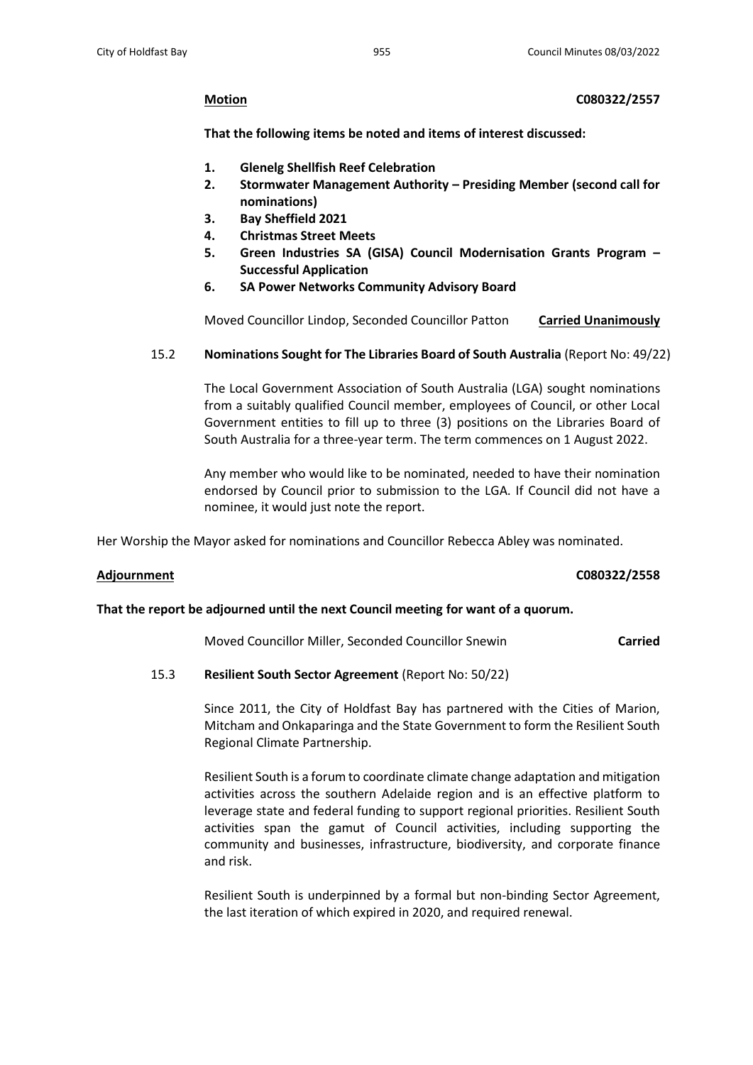**Motion** **C080322/2557**

**That the following items be noted and items of interest discussed:**

1. **Glenelg Shellfish Reef Celebration**
2. **Stormwater Management Authority – Presiding Member (second call for nominations)**
3. **Bay Sheffield 2021**
4. **Christmas Street Meets**
5. **Green Industries SA (GISA) Council Modernisation Grants Program – Successful Application**
6. **SA Power Networks Community Advisory Board**

Moved Councillor Lindop, Seconded Councillor Patton **Carried Unanimously**

15.2 **Nominations Sought for The Libraries Board of South Australia** (Report No: 49/22)

The Local Government Association of South Australia (LGA) sought nominations from a suitably qualified Council member, employees of Council, or other Local Government entities to fill up to three (3) positions on the Libraries Board of South Australia for a three-year term. The term commences on 1 August 2022.

Any member who would like to be nominated, needed to have their nomination endorsed by Council prior to submission to the LGA. If Council did not have a nominee, it would just note the report.

Her Worship the Mayor asked for nominations and Councillor Rebecca Abley was nominated.

**Adjournment** **C080322/2558**

**That the report be adjourned until the next Council meeting for want of a quorum.**

Moved Councillor Miller, Seconded Councillor Snewin **Carried**

15.3 **Resilient South Sector Agreement** (Report No: 50/22)

Since 2011, the City of Holdfast Bay has partnered with the Cities of Marion, Mitcham and Onkaparinga and the State Government to form the Resilient South Regional Climate Partnership.

Resilient South is a forum to coordinate climate change adaptation and mitigation activities across the southern Adelaide region and is an effective platform to leverage state and federal funding to support regional priorities. Resilient South activities span the gamut of Council activities, including supporting the community and businesses, infrastructure, biodiversity, and corporate finance and risk.

Resilient South is underpinned by a formal but non-binding Sector Agreement, the last iteration of which expired in 2020, and required renewal.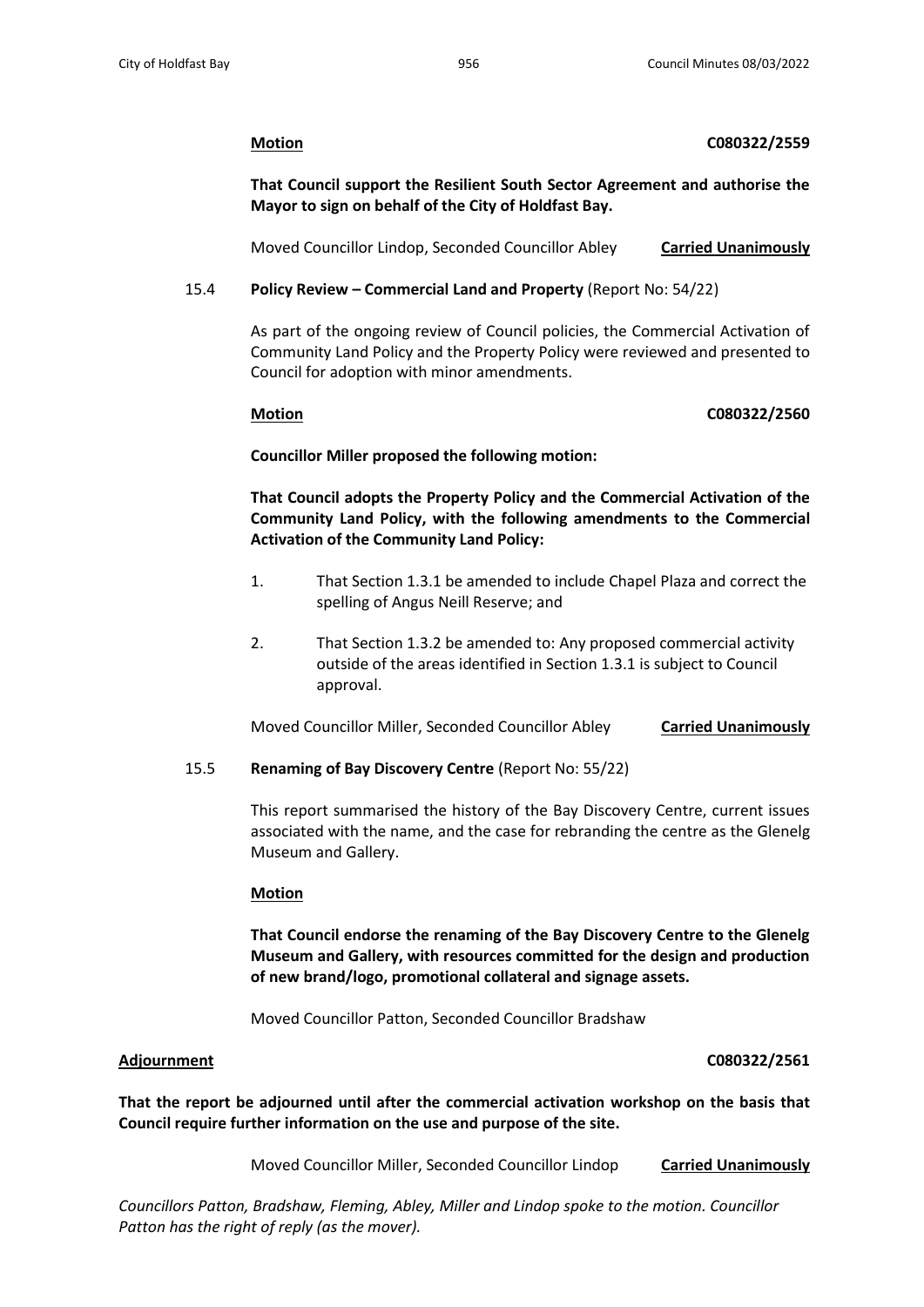**Motion C080322/2559**

**That Council support the Resilient South Sector Agreement and authorise the Mayor to sign on behalf of the City of Holdfast Bay.**

Moved Councillor Lindop, Seconded Councillor Abley **Carried Unanimously**

15.4 **Policy Review – Commercial Land and Property** (Report No: 54/22)

As part of the ongoing review of Council policies, the Commercial Activation of Community Land Policy and the Property Policy were reviewed and presented to Council for adoption with minor amendments.

**Motion C080322/2560**

**Councillor Miller proposed the following motion:**

**That Council adopts the Property Policy and the Commercial Activation of the Community Land Policy, with the following amendments to the Commercial Activation of the Community Land Policy:**

1. That Section 1.3.1 be amended to include Chapel Plaza and correct the spelling of Angus Neill Reserve; and
2. That Section 1.3.2 be amended to: Any proposed commercial activity outside of the areas identified in Section 1.3.1 is subject to Council approval.

Moved Councillor Miller, Seconded Councillor Abley **Carried Unanimously**

15.5 **Renaming of Bay Discovery Centre** (Report No: 55/22)

This report summarised the history of the Bay Discovery Centre, current issues associated with the name, and the case for rebranding the centre as the Glenelg Museum and Gallery.

**Motion**

**That Council endorse the renaming of the Bay Discovery Centre to the Glenelg Museum and Gallery, with resources committed for the design and production of new brand/logo, promotional collateral and signage assets.**

Moved Councillor Patton, Seconded Councillor Bradshaw

**Adjournment C080322/2561**

**That the report be adjourned until after the commercial activation workshop on the basis that Council require further information on the use and purpose of the site.**

Moved Councillor Miller, Seconded Councillor Lindop **Carried Unanimously**

*Councillors Patton, Bradshaw, Fleming, Abley, Miller and Lindop spoke to the motion. Councillor Patton has the right of reply (as the mover).*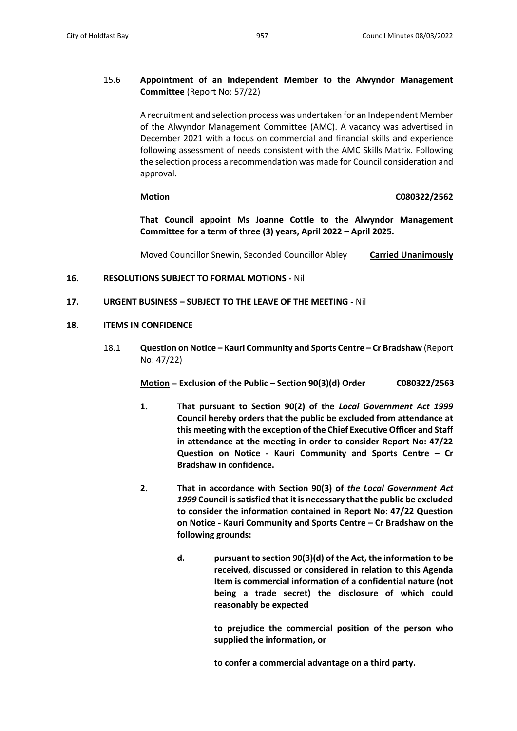15.6 **Appointment of an Independent Member to the Alwyndor Management Committee** (Report No: 57/22)

A recruitment and selection process was undertaken for an Independent Member of the Alwyndor Management Committee (AMC). A vacancy was advertised in December 2021 with a focus on commercial and financial skills and experience following assessment of needs consistent with the AMC Skills Matrix. Following the selection process a recommendation was made for Council consideration and approval.

**Motion** **C080322/2562**

**That Council appoint Ms Joanne Cottle to the Alwyndor Management Committee for a term of three (3) years, April 2022 – April 2025.**

Moved Councillor Snewin, Seconded Councillor Abley **Carried Unanimously**

**16. RESOLUTIONS SUBJECT TO FORMAL MOTIONS -** Nil

**17. URGENT BUSINESS – SUBJECT TO THE LEAVE OF THE MEETING -** Nil

**18. ITEMS IN CONFIDENCE**

18.1 **Question on Notice – Kauri Community and Sports Centre – Cr Bradshaw** (Report No: 47/22)

**Motion – Exclusion of the Public – Section 90(3)(d) Order** **C080322/2563**

1. **That pursuant to Section 90(2) of the *Local Government Act 1999* Council hereby orders that the public be excluded from attendance at this meeting with the exception of the Chief Executive Officer and Staff in attendance at the meeting in order to consider Report No: 47/22 Question on Notice - Kauri Community and Sports Centre – Cr Bradshaw in confidence.**

2. **That in accordance with Section 90(3) of *the Local Government Act 1999* Council is satisfied that it is necessary that the public be excluded to consider the information contained in Report No: 47/22 Question on Notice - Kauri Community and Sports Centre – Cr Bradshaw on the following grounds:**

   d. **pursuant to section 90(3)(d) of the Act, the information to be received, discussed or considered in relation to this Agenda Item is commercial information of a confidential nature (not being a trade secret) the disclosure of which could reasonably be expected**

   **to prejudice the commercial position of the person who supplied the information, or**

   **to confer a commercial advantage on a third party.**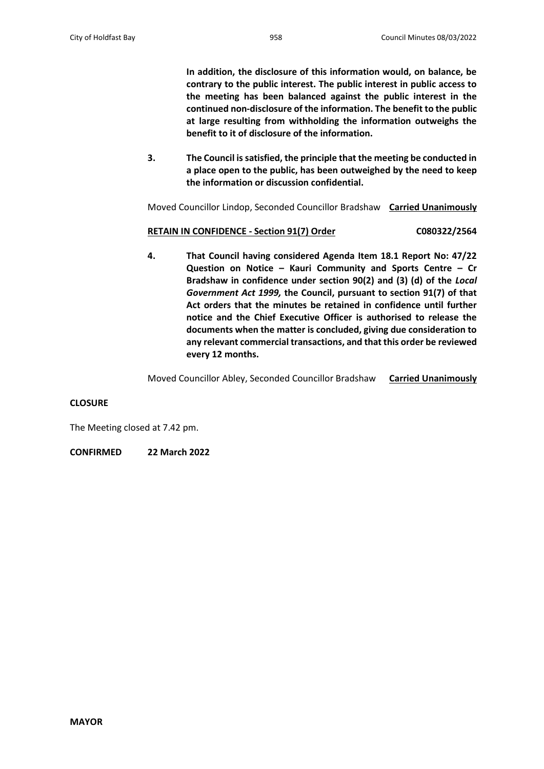**In addition, the disclosure of this information would, on balance, be contrary to the public interest. The public interest in public access to the meeting has been balanced against the public interest in the continued non-disclosure of the information. The benefit to the public at large resulting from withholding the information outweighs the benefit to it of disclosure of the information.**

**3. The Council is satisfied, the principle that the meeting be conducted in a place open to the public, has been outweighed by the need to keep the information or discussion confidential.**

Moved Councillor Lindop, Seconded Councillor Bradshaw **Carried Unanimously**

**RETAIN IN CONFIDENCE - Section 91(7) Order** **C080322/2564**

**4. That Council having considered Agenda Item 18.1 Report No: 47/22 Question on Notice – Kauri Community and Sports Centre – Cr Bradshaw in confidence under section 90(2) and (3) (d) of the *Local Government Act 1999,* the Council, pursuant to section 91(7) of that Act orders that the minutes be retained in confidence until further notice and the Chief Executive Officer is authorised to release the documents when the matter is concluded, giving due consideration to any relevant commercial transactions, and that this order be reviewed every 12 months.**

Moved Councillor Abley, Seconded Councillor Bradshaw **Carried Unanimously**

**CLOSURE**

The Meeting closed at 7.42 pm.

**CONFIRMED** **22 March 2022**

**MAYOR**